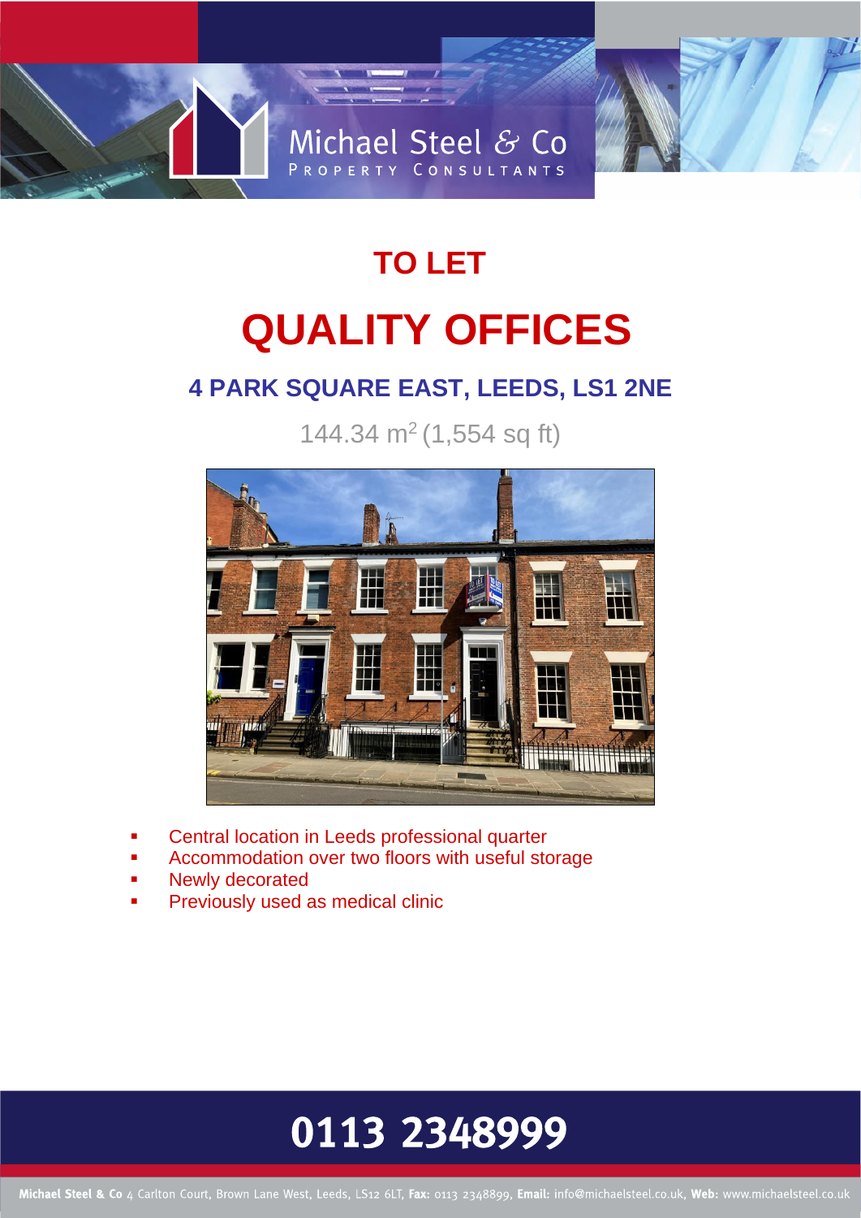Michael Steel & Co

PROPERTY CONSULTANTS

# TO LET

# QUALITY OFFICES

## 4 PARK SQUARE EAST, LEEDS, LS1 2NE

144.34 $m^2$ (1,554 sq ft)

- Central location in Leeds professional quarter
- Accommodation over two floors with useful storage
- Newly decorated
- Previously used as medical clinic

**0113 2348999**

**Michael Steel & Co** 4 Carlton Court, Brown Lane West, Leeds, LS12 6LT, **Fax:** 0113 2348899, **Email:** info@michaelsteel.co.uk, **Web:** www.michaelsteel.co.uk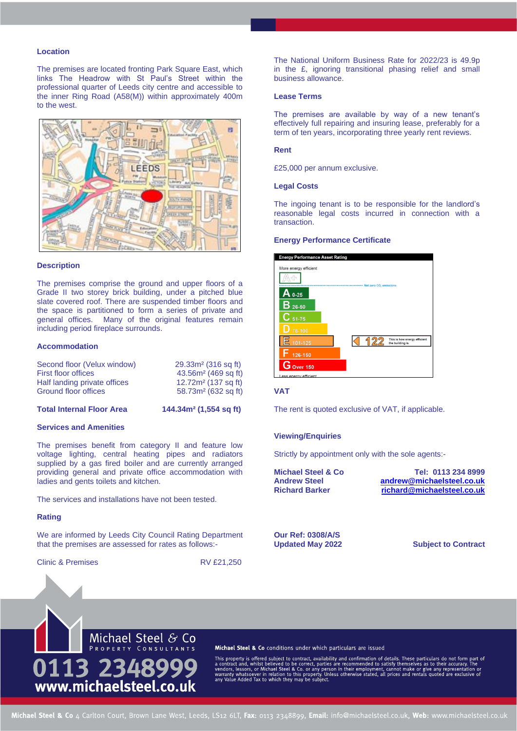## Location

The premises are located fronting Park Square East, which links The Headrow with St Paul's Street within the professional quarter of Leeds city centre and accessible to the inner Ring Road (A58(M)) within approximately 400m to the west.

## Description

The premises comprise the ground and upper floors of a Grade II two storey brick building, under a pitched blue slate covered roof. There are suspended timber floors and the space is partitioned to form a series of private and general offices. Many of the original features remain including period fireplace surrounds.

## Accommodation

| | |
|---|---|
| Second floor (Velux window) | 29.33m² (316 sq ft) |
| First floor offices | 43.56m² (469 sq ft) |
| Half landing private offices | 12.72m² (137 sq ft) |
| Ground floor offices | 58.73m² (632 sq ft) |
| **Total Internal Floor Area** | **144.34m² (1,554 sq ft)** |

## Services and Amenities

The premises benefit from category II and feature low voltage lighting, central heating pipes and radiators supplied by a gas fired boiler and are currently arranged providing general and private office accommodation with ladies and gents toilets and kitchen.

The services and installations have not been tested.

## Rating

We are informed by Leeds City Council Rating Department that the premises are assessed for rates as follows:-

| | |
|---|---|
| Clinic & Premises | RV £21,250 |

The National Uniform Business Rate for 2022/23 is 49.9p in the £, ignoring transitional phasing relief and small business allowance.

## Lease Terms

The premises are available by way of a new tenant's effectively full repairing and insuring lease, preferably for a term of ten years, incorporating three yearly rent reviews.

## Rent

£25,000 per annum exclusive.

## Legal Costs

The ingoing tenant is to be responsible for the landlord's reasonable legal costs incurred in connection with a transaction.

## Energy Performance Certificate

Energy Performance Asset Rating

More energy efficient

A+

Net zero CO2 emissions

A 0-25

B 26-50

C 51-75

D 76-100

E 101-125

F 126-150

G Over 150

122 This is how energy efficient the building is.

Less energy efficient

## VAT

The rent is quoted exclusive of VAT, if applicable.

## Viewing/Enquiries

Strictly by appointment only with the sole agents:-

**Michael Steel & Co** — **Tel: 0113 234 8999**
**Andrew Steel** — andrew@michaelsteel.co.uk
**Richard Barker** — richard@michaelsteel.co.uk

**Our Ref: 0308/A/S**
**Updated May 2022**

**Subject to Contract**

Michael Steel & Co
PROPERTY CONSULTANTS
0113 2348999
www.michaelsteel.co.uk

**Michael Steel & Co** conditions under which particulars are issued

This property is offered subject to contract, availability and confirmation of details. These particulars do not form part of a contract and, whilst believed to be correct, parties are recommended to satisfy themselves as to their accuracy. The vendors, lessors, or Michael Steel & Co. or any person in their employment, cannot make or give any representation or warranty whatsoever in relation to this property. Unless otherwise stated, all prices and rentals quoted are exclusive of any Value Added Tax to which they may be subject.

**Michael Steel & Co** 4 Carlton Court, Brown Lane West, Leeds, LS12 6LT, **Fax:** 0113 2348899, **Email:** info@michaelsteel.co.uk, **Web:** www.michaelsteel.co.uk